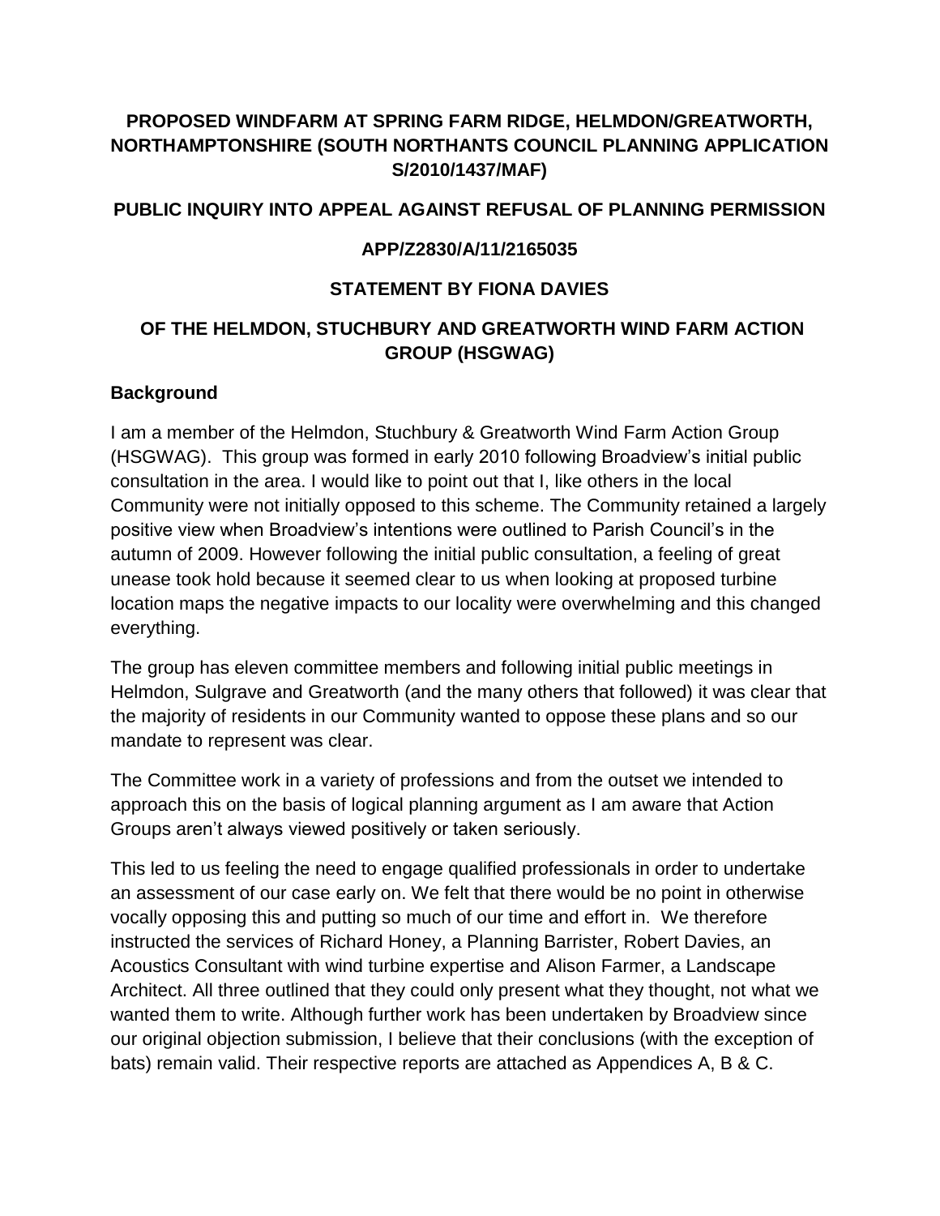**PROPOSED WINDFARM AT SPRING FARM RIDGE, HELMDON/GREATWORTH, NORTHAMPTONSHIRE (SOUTH NORTHANTS COUNCIL PLANNING APPLICATION S/2010/1437/MAF)**

**PUBLIC INQUIRY INTO APPEAL AGAINST REFUSAL OF PLANNING PERMISSION**

**APP/Z2830/A/11/2165035**

**STATEMENT BY FIONA DAVIES**

**OF THE HELMDON, STUCHBURY AND GREATWORTH WIND FARM ACTION GROUP (HSGWAG)**

## Background

I am a member of the Helmdon, Stuchbury & Greatworth Wind Farm Action Group (HSGWAG). This group was formed in early 2010 following Broadview's initial public consultation in the area. I would like to point out that I, like others in the local Community were not initially opposed to this scheme. The Community retained a largely positive view when Broadview's intentions were outlined to Parish Council's in the autumn of 2009. However following the initial public consultation, a feeling of great unease took hold because it seemed clear to us when looking at proposed turbine location maps the negative impacts to our locality were overwhelming and this changed everything.

The group has eleven committee members and following initial public meetings in Helmdon, Sulgrave and Greatworth (and the many others that followed) it was clear that the majority of residents in our Community wanted to oppose these plans and so our mandate to represent was clear.

The Committee work in a variety of professions and from the outset we intended to approach this on the basis of logical planning argument as I am aware that Action Groups aren't always viewed positively or taken seriously.

This led to us feeling the need to engage qualified professionals in order to undertake an assessment of our case early on. We felt that there would be no point in otherwise vocally opposing this and putting so much of our time and effort in. We therefore instructed the services of Richard Honey, a Planning Barrister, Robert Davies, an Acoustics Consultant with wind turbine expertise and Alison Farmer, a Landscape Architect. All three outlined that they could only present what they thought, not what we wanted them to write. Although further work has been undertaken by Broadview since our original objection submission, I believe that their conclusions (with the exception of bats) remain valid. Their respective reports are attached as Appendices A, B & C.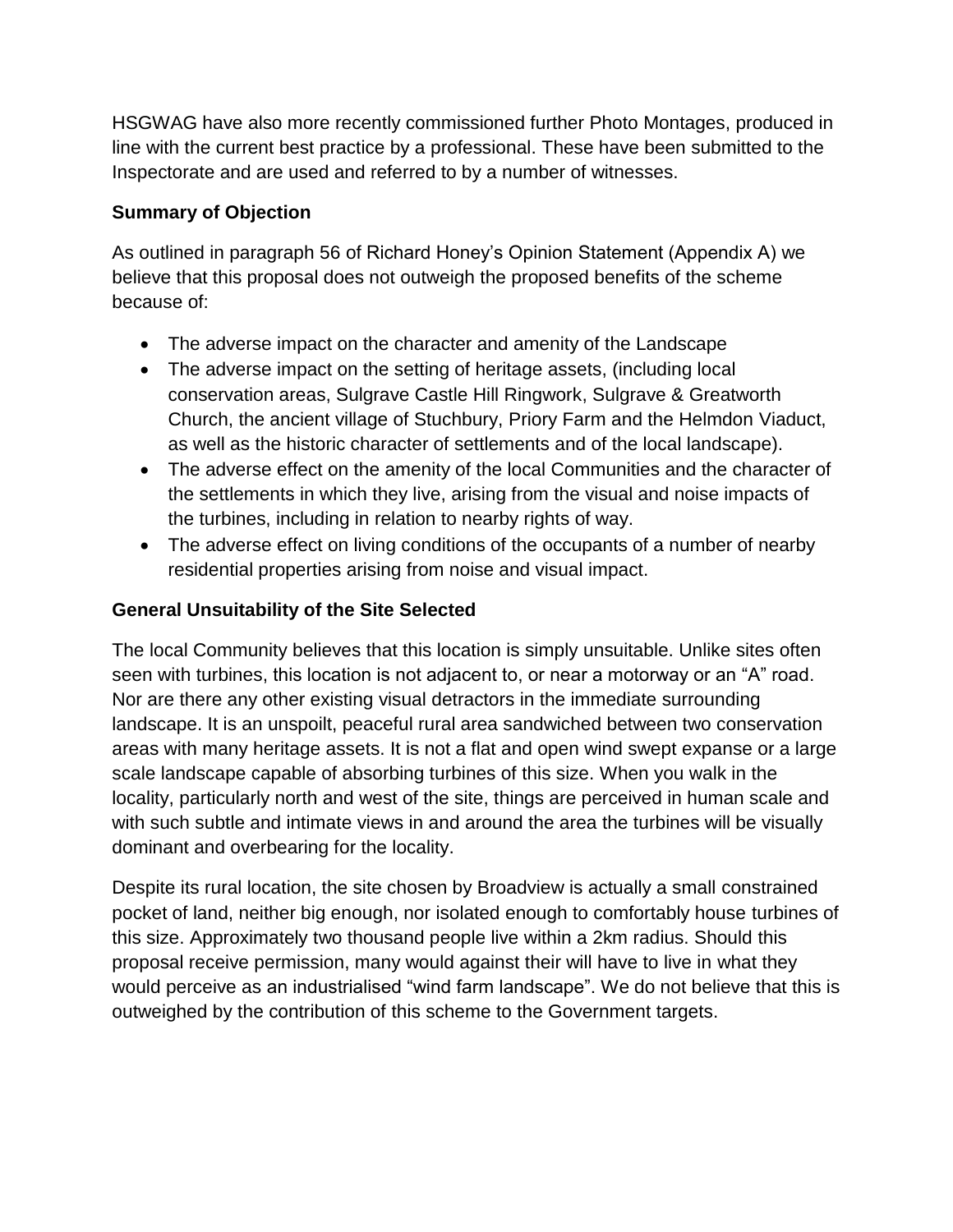HSGWAG have also more recently commissioned further Photo Montages, produced in line with the current best practice by a professional. These have been submitted to the Inspectorate and are used and referred to by a number of witnesses.

**Summary of Objection**

As outlined in paragraph 56 of Richard Honey's Opinion Statement (Appendix A) we believe that this proposal does not outweigh the proposed benefits of the scheme because of:

- The adverse impact on the character and amenity of the Landscape
- The adverse impact on the setting of heritage assets, (including local conservation areas, Sulgrave Castle Hill Ringwork, Sulgrave & Greatworth Church, the ancient village of Stuchbury, Priory Farm and the Helmdon Viaduct, as well as the historic character of settlements and of the local landscape).
- The adverse effect on the amenity of the local Communities and the character of the settlements in which they live, arising from the visual and noise impacts of the turbines, including in relation to nearby rights of way.
- The adverse effect on living conditions of the occupants of a number of nearby residential properties arising from noise and visual impact.

**General Unsuitability of the Site Selected**

The local Community believes that this location is simply unsuitable. Unlike sites often seen with turbines, this location is not adjacent to, or near a motorway or an "A" road. Nor are there any other existing visual detractors in the immediate surrounding landscape. It is an unspoilt, peaceful rural area sandwiched between two conservation areas with many heritage assets. It is not a flat and open wind swept expanse or a large scale landscape capable of absorbing turbines of this size. When you walk in the locality, particularly north and west of the site, things are perceived in human scale and with such subtle and intimate views in and around the area the turbines will be visually dominant and overbearing for the locality.

Despite its rural location, the site chosen by Broadview is actually a small constrained pocket of land, neither big enough, nor isolated enough to comfortably house turbines of this size. Approximately two thousand people live within a 2km radius. Should this proposal receive permission, many would against their will have to live in what they would perceive as an industrialised "wind farm landscape". We do not believe that this is outweighed by the contribution of this scheme to the Government targets.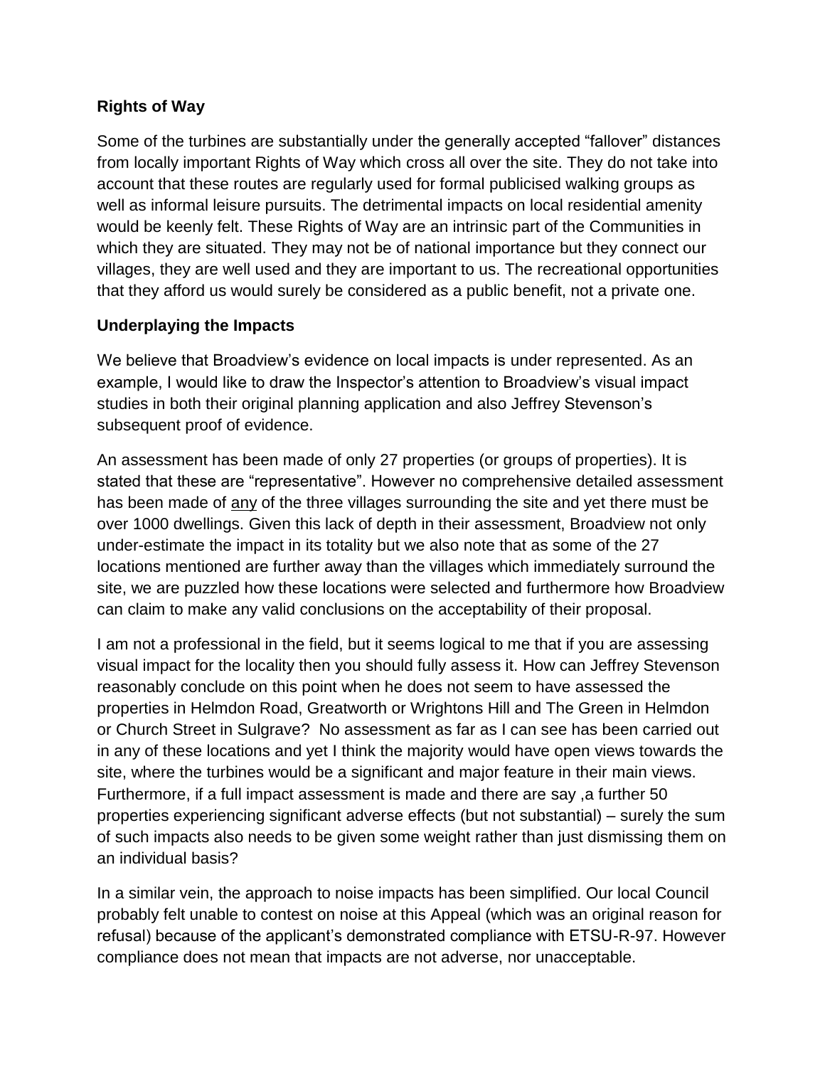**Rights of Way**

Some of the turbines are substantially under the generally accepted "fallover" distances from locally important Rights of Way which cross all over the site. They do not take into account that these routes are regularly used for formal publicised walking groups as well as informal leisure pursuits. The detrimental impacts on local residential amenity would be keenly felt. These Rights of Way are an intrinsic part of the Communities in which they are situated. They may not be of national importance but they connect our villages, they are well used and they are important to us. The recreational opportunities that they afford us would surely be considered as a public benefit, not a private one.

**Underplaying the Impacts**

We believe that Broadview's evidence on local impacts is under represented. As an example, I would like to draw the Inspector's attention to Broadview's visual impact studies in both their original planning application and also Jeffrey Stevenson's subsequent proof of evidence.

An assessment has been made of only 27 properties (or groups of properties). It is stated that these are "representative". However no comprehensive detailed assessment has been made of <u>any</u> of the three villages surrounding the site and yet there must be over 1000 dwellings. Given this lack of depth in their assessment, Broadview not only under-estimate the impact in its totality but we also note that as some of the 27 locations mentioned are further away than the villages which immediately surround the site, we are puzzled how these locations were selected and furthermore how Broadview can claim to make any valid conclusions on the acceptability of their proposal.

I am not a professional in the field, but it seems logical to me that if you are assessing visual impact for the locality then you should fully assess it. How can Jeffrey Stevenson reasonably conclude on this point when he does not seem to have assessed the properties in Helmdon Road, Greatworth or Wrightons Hill and The Green in Helmdon or Church Street in Sulgrave? No assessment as far as I can see has been carried out in any of these locations and yet I think the majority would have open views towards the site, where the turbines would be a significant and major feature in their main views. Furthermore, if a full impact assessment is made and there are say ,a further 50 properties experiencing significant adverse effects (but not substantial) – surely the sum of such impacts also needs to be given some weight rather than just dismissing them on an individual basis?

In a similar vein, the approach to noise impacts has been simplified. Our local Council probably felt unable to contest on noise at this Appeal (which was an original reason for refusal) because of the applicant's demonstrated compliance with ETSU-R-97. However compliance does not mean that impacts are not adverse, nor unacceptable.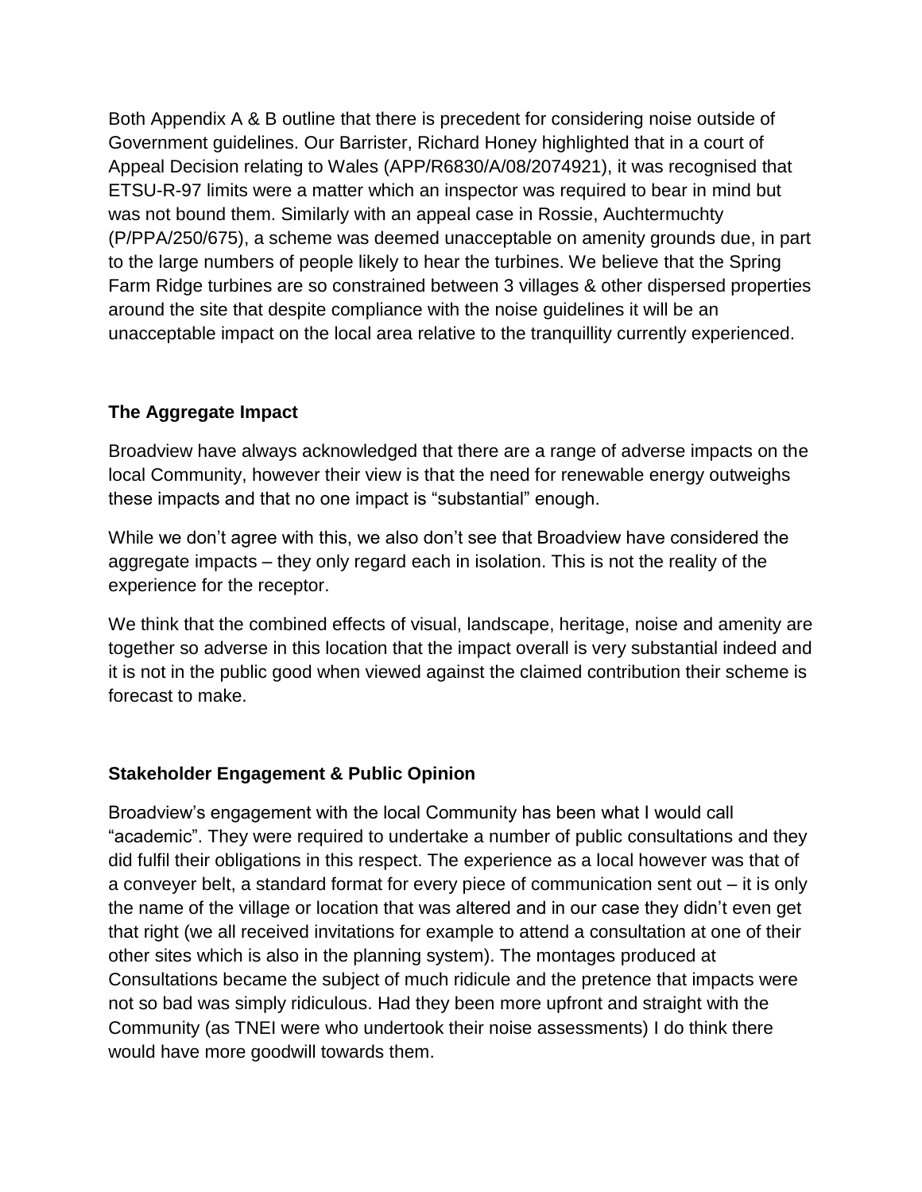Both Appendix A & B outline that there is precedent for considering noise outside of Government guidelines. Our Barrister, Richard Honey highlighted that in a court of Appeal Decision relating to Wales (APP/R6830/A/08/2074921), it was recognised that ETSU-R-97 limits were a matter which an inspector was required to bear in mind but was not bound them. Similarly with an appeal case in Rossie, Auchtermuchty (P/PPA/250/675), a scheme was deemed unacceptable on amenity grounds due, in part to the large numbers of people likely to hear the turbines. We believe that the Spring Farm Ridge turbines are so constrained between 3 villages & other dispersed properties around the site that despite compliance with the noise guidelines it will be an unacceptable impact on the local area relative to the tranquillity currently experienced.

**The Aggregate Impact**

Broadview have always acknowledged that there are a range of adverse impacts on the local Community, however their view is that the need for renewable energy outweighs these impacts and that no one impact is "substantial" enough.

While we don't agree with this, we also don't see that Broadview have considered the aggregate impacts – they only regard each in isolation. This is not the reality of the experience for the receptor.

We think that the combined effects of visual, landscape, heritage, noise and amenity are together so adverse in this location that the impact overall is very substantial indeed and it is not in the public good when viewed against the claimed contribution their scheme is forecast to make.

**Stakeholder Engagement & Public Opinion**

Broadview's engagement with the local Community has been what I would call "academic". They were required to undertake a number of public consultations and they did fulfil their obligations in this respect. The experience as a local however was that of a conveyer belt, a standard format for every piece of communication sent out – it is only the name of the village or location that was altered and in our case they didn't even get that right (we all received invitations for example to attend a consultation at one of their other sites which is also in the planning system). The montages produced at Consultations became the subject of much ridicule and the pretence that impacts were not so bad was simply ridiculous. Had they been more upfront and straight with the Community (as TNEI were who undertook their noise assessments) I do think there would have more goodwill towards them.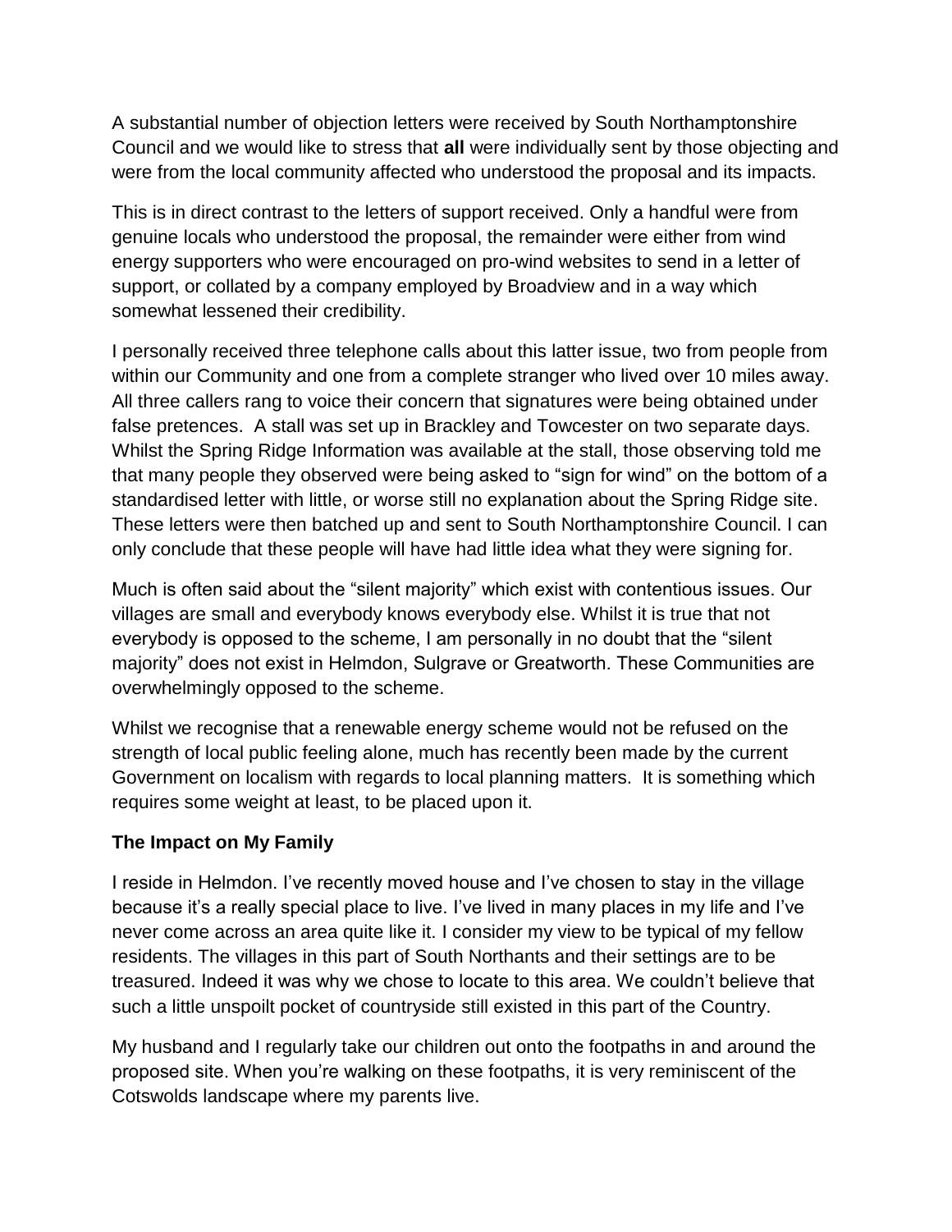A substantial number of objection letters were received by South Northamptonshire Council and we would like to stress that **all** were individually sent by those objecting and were from the local community affected who understood the proposal and its impacts.

This is in direct contrast to the letters of support received. Only a handful were from genuine locals who understood the proposal, the remainder were either from wind energy supporters who were encouraged on pro-wind websites to send in a letter of support, or collated by a company employed by Broadview and in a way which somewhat lessened their credibility.

I personally received three telephone calls about this latter issue, two from people from within our Community and one from a complete stranger who lived over 10 miles away. All three callers rang to voice their concern that signatures were being obtained under false pretences. A stall was set up in Brackley and Towcester on two separate days. Whilst the Spring Ridge Information was available at the stall, those observing told me that many people they observed were being asked to "sign for wind" on the bottom of a standardised letter with little, or worse still no explanation about the Spring Ridge site. These letters were then batched up and sent to South Northamptonshire Council. I can only conclude that these people will have had little idea what they were signing for.

Much is often said about the "silent majority" which exist with contentious issues. Our villages are small and everybody knows everybody else. Whilst it is true that not everybody is opposed to the scheme, I am personally in no doubt that the "silent majority" does not exist in Helmdon, Sulgrave or Greatworth. These Communities are overwhelmingly opposed to the scheme.

Whilst we recognise that a renewable energy scheme would not be refused on the strength of local public feeling alone, much has recently been made by the current Government on localism with regards to local planning matters. It is something which requires some weight at least, to be placed upon it.

**The Impact on My Family**

I reside in Helmdon. I've recently moved house and I've chosen to stay in the village because it's a really special place to live. I've lived in many places in my life and I've never come across an area quite like it. I consider my view to be typical of my fellow residents. The villages in this part of South Northants and their settings are to be treasured. Indeed it was why we chose to locate to this area. We couldn't believe that such a little unspoilt pocket of countryside still existed in this part of the Country.

My husband and I regularly take our children out onto the footpaths in and around the proposed site. When you're walking on these footpaths, it is very reminiscent of the Cotswolds landscape where my parents live.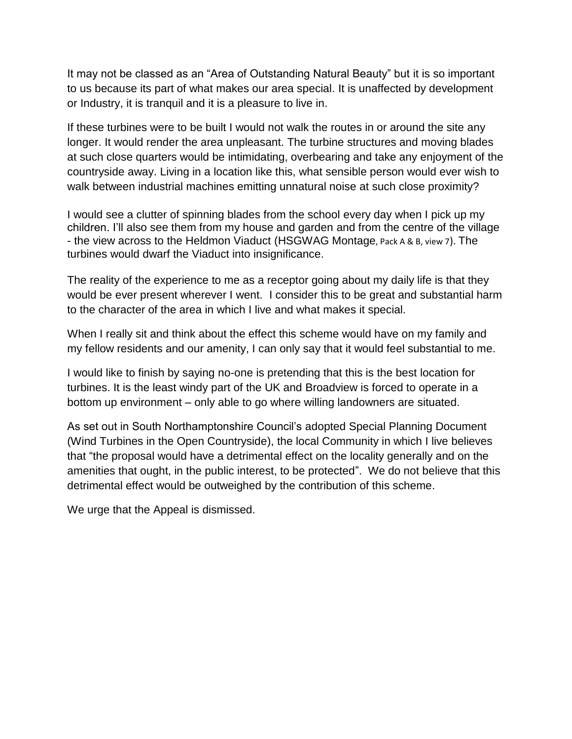It may not be classed as an "Area of Outstanding Natural Beauty" but it is so important to us because its part of what makes our area special. It is unaffected by development or Industry, it is tranquil and it is a pleasure to live in.

If these turbines were to be built I would not walk the routes in or around the site any longer. It would render the area unpleasant. The turbine structures and moving blades at such close quarters would be intimidating, overbearing and take any enjoyment of the countryside away. Living in a location like this, what sensible person would ever wish to walk between industrial machines emitting unnatural noise at such close proximity?

I would see a clutter of spinning blades from the school every day when I pick up my children. I'll also see them from my house and garden and from the centre of the village - the view across to the Heldmon Viaduct (HSGWAG Montage, Pack A & B, view 7). The turbines would dwarf the Viaduct into insignificance.

The reality of the experience to me as a receptor going about my daily life is that they would be ever present wherever I went. I consider this to be great and substantial harm to the character of the area in which I live and what makes it special.

When I really sit and think about the effect this scheme would have on my family and my fellow residents and our amenity, I can only say that it would feel substantial to me.

I would like to finish by saying no-one is pretending that this is the best location for turbines. It is the least windy part of the UK and Broadview is forced to operate in a bottom up environment – only able to go where willing landowners are situated.

As set out in South Northamptonshire Council's adopted Special Planning Document (Wind Turbines in the Open Countryside), the local Community in which I live believes that "the proposal would have a detrimental effect on the locality generally and on the amenities that ought, in the public interest, to be protected". We do not believe that this detrimental effect would be outweighed by the contribution of this scheme.

We urge that the Appeal is dismissed.